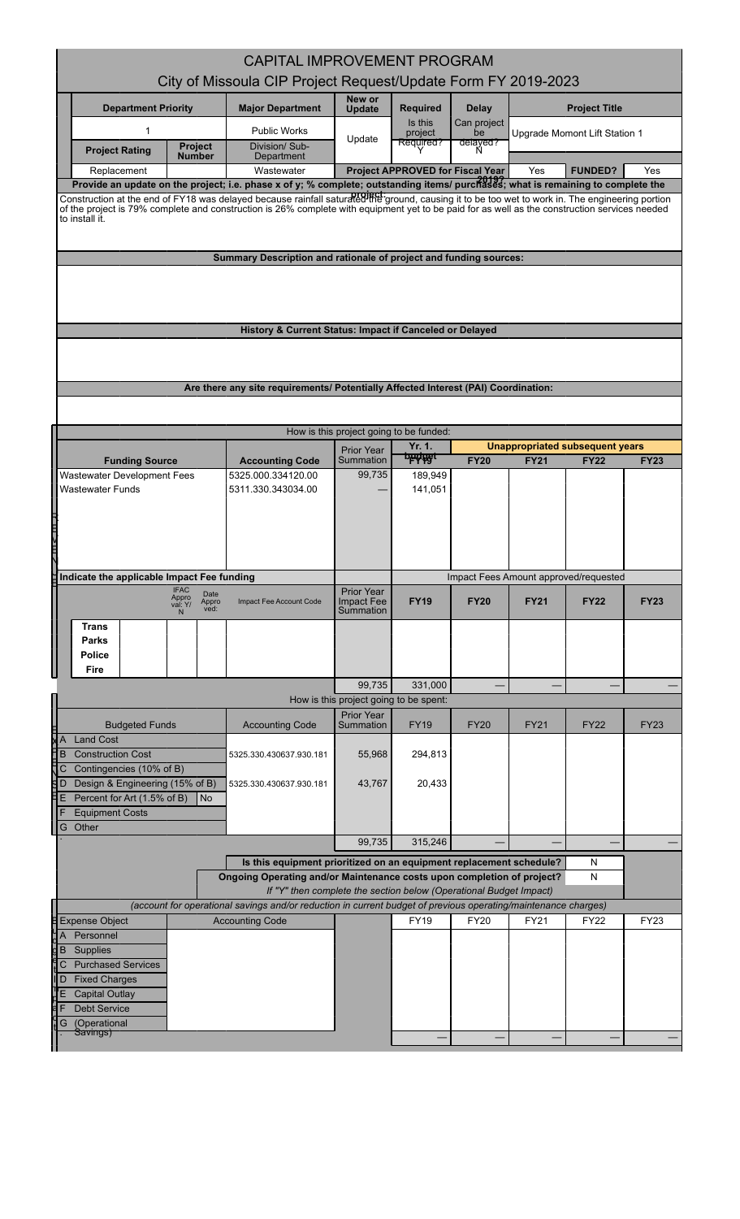# CAPITAL IMPROVEMENT PROGRAM

## City of Missoula CIP Project Request/Update Form FY 2019-2023

| Department Priority | | Major Department | New or Update | Required | Delay | Project Title |
|---|---|---|---|---|---|---|
| 1 | | Public Works | Update | Is this project Required? | Can project be delayed? | Upgrade Momont Lift Station 1 |
| Project Rating | Project Number | Division/ Sub-Department | | Y | N | |
| Replacement | | Wastewater | Project APPROVED for Fiscal Year 2019? | | Yes | FUNDED? Yes |

**Provide an update on the project; i.e. phase x of y; % complete; outstanding items/ purchases; what is remaining to complete the project:**

Construction at the end of FY18 was delayed because rainfall saturated the ground, causing it to be too wet to work in. The engineering portion of the project is 79% complete and construction is 26% complete with equipment yet to be paid for as well as the construction services needed to install it.

**Summary Description and rationale of project and funding sources:**

**History & Current Status: Impact if Canceled or Delayed**

**Are there any site requirements/ Potentially Affected Interest (PAI) Coordination:**

How is this project going to be funded:

| Funding Source | Accounting Code | Prior Year Summation | Yr. 1. budget FY19 | FY20 | FY21 | FY22 | FY23 |
|---|---|---|---|---|---|---|---|
| | | | | Unappropriated subsequent years | | | |
| Wastewater Development Fees | 5325.000.334120.00 | 99,735 | 189,949 | | | | |
| Wastewater Funds | 5311.330.343034.00 | — | 141,051 | | | | |

Indicate the applicable Impact Fee funding

| | IFAC Approval: Y/N | Date Approved: | Impact Fee Account Code | Prior Year Impact Fee Summation | FY19 | FY20 | FY21 | FY22 | FY23 |
|---|---|---|---|---|---|---|---|---|---|
| | | | | | Impact Fees Amount approved/requested | | | | |
| Trans | | | | | | | | | |
| Parks | | | | | | | | | |
| Police | | | | | | | | | |
| Fire | | | | | | | | | |
| | | | | 99,735 | 331,000 | — | — | — | — |

How is this project going to be spent:

| Budgeted Funds | | Accounting Code | Prior Year Summation | FY19 | FY20 | FY21 | FY22 | FY23 |
|---|---|---|---|---|---|---|---|---|
| A Land Cost | | | | | | | | |
| B Construction Cost | | 5325.330.430637.930.181 | 55,968 | 294,813 | | | | |
| C Contingencies (10% of B) | | | | | | | | |
| D Design & Engineering (15% of B) | | 5325.330.430637.930.181 | 43,767 | 20,433 | | | | |
| E Percent for Art (1.5% of B) | No | | | | | | | |
| F Equipment Costs | | | | | | | | |
| G Other | | | | | | | | |
| | | | 99,735 | 315,246 | — | — | — | — |

Is this equipment prioritized on an equipment replacement schedule? N

Ongoing Operating and/or Maintenance costs upon completion of project? N

*If "Y" then complete the section below (Operational Budget Impact)*

*(account for operational savings and/or reduction in current budget of previous operating/maintenance charges)*

| Expense Object | Accounting Code | | FY19 | FY20 | FY21 | FY22 | FY23 |
|---|---|---|---|---|---|---|---|
| A Personnel | | | | | | | |
| B Supplies | | | | | | | |
| C Purchased Services | | | | | | | |
| D Fixed Charges | | | | | | | |
| E Capital Outlay | | | | | | | |
| F Debt Service | | | | | | | |
| G (Operational Savings) | | | | | | | |
| | | | — | — | — | — | — |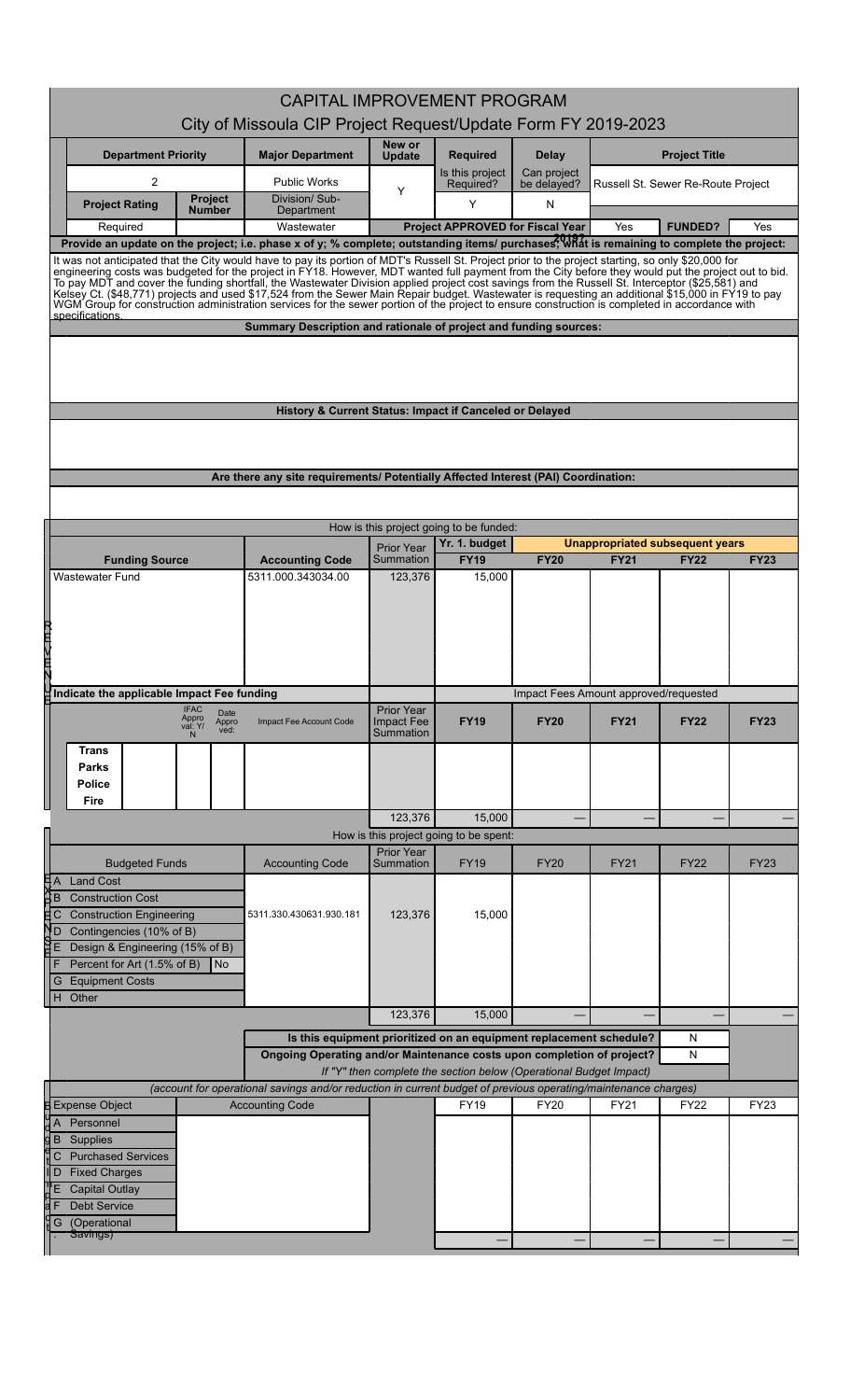# CAPITAL IMPROVEMENT PROGRAM

## City of Missoula CIP Project Request/Update Form FY 2019-2023

| Department Priority | Major Department | New or Update | Required | Delay | Project Title |
|---|---|---|---|---|---|
| 2 | Public Works | Y | Is this project Required? | Can project be delayed? | Russell St. Sewer Re-Route Project |
| **Project Rating** / **Project Number** | Division/ Sub-Department | | Y | N | |
| Required | Wastewater | | **Project APPROVED for Fiscal Year** | 2018? Yes | **FUNDED?** Yes |

**Provide an update on the project; i.e. phase x of y; % complete; outstanding items/ purchases; what is remaining to complete the project:**

It was not anticipated that the City would have to pay its portion of MDT's Russell St. Project prior to the project starting, so only $20,000 for engineering costs was budgeted for the project in FY18. However, MDT wanted full payment from the City before they would put the project out to bid. To pay MDT and cover the funding shortfall, the Wastewater Division applied project cost savings from the Russell St. Interceptor ($25,581) and Kelsey Ct. ($48,771) projects and used $17,524 from the Sewer Main Repair budget. Wastewater is requesting an additional $15,000 in FY19 to pay WGM Group for construction administration services for the sewer portion of the project to ensure construction is completed in accordance with specifications.

**Summary Description and rationale of project and funding sources:**

**History & Current Status: Impact if Canceled or Delayed**

**Are there any site requirements/ Potentially Affected Interest (PAI) Coordination:**

### How is this project going to be funded:

| Funding Source | Accounting Code | Prior Year Summation | Yr. 1 budget FY19 | FY20 | FY21 | FY22 | FY23 |
|---|---|---|---|---|---|---|---|
| Wastewater Fund | 5311.000.343034.00 | 123,376 | 15,000 | | | | |

**Indicate the applicable Impact Fee funding** — Impact Fees Amount approved/requested

| | IFAC Approval: Y/N | Date Approved: | Impact Fee Account Code | Prior Year Impact Fee Summation | FY19 | FY20 | FY21 | FY22 | FY23 |
|---|---|---|---|---|---|---|---|---|---|
| **Trans** | | | | | | | | | |
| **Parks** | | | | | | | | | |
| **Police** | | | | | | | | | |
| **Fire** | | | | | | | | | |
| | | | | 123,376 | 15,000 | — | — | — | — |

### How is this project going to be spent:

| Budgeted Funds | Accounting Code | Prior Year Summation | FY19 | FY20 | FY21 | FY22 | FY23 |
|---|---|---|---|---|---|---|---|
| A Land Cost | | | | | | | |
| B Construction Cost | | | | | | | |
| C Construction Engineering | 5311.330.430631.930.181 | 123,376 | 15,000 | | | | |
| D Contingencies (10% of B) | | | | | | | |
| E Design & Engineering (15% of B) | | | | | | | |
| F Percent for Art (1.5% of B) No | | | | | | | |
| G Equipment Costs | | | | | | | |
| H Other | | | | | | | |
| | | 123,376 | 15,000 | — | — | — | — |

Is this equipment prioritized on an equipment replacement schedule? N

Ongoing Operating and/or Maintenance costs upon completion of project? N

*If "Y" then complete the section below (Operational Budget Impact)*

*(account for operational savings and/or reduction in current budget of previous operating/maintenance charges)*

| Expense Object | Accounting Code | FY19 | FY20 | FY21 | FY22 | FY23 |
|---|---|---|---|---|---|---|
| A Personnel | | | | | | |
| B Supplies | | | | | | |
| C Purchased Services | | | | | | |
| D Fixed Charges | | | | | | |
| E Capital Outlay | | | | | | |
| F Debt Service | | | | | | |
| G (Operational Savings) | | | | | | |
| | | — | — | — | — | — |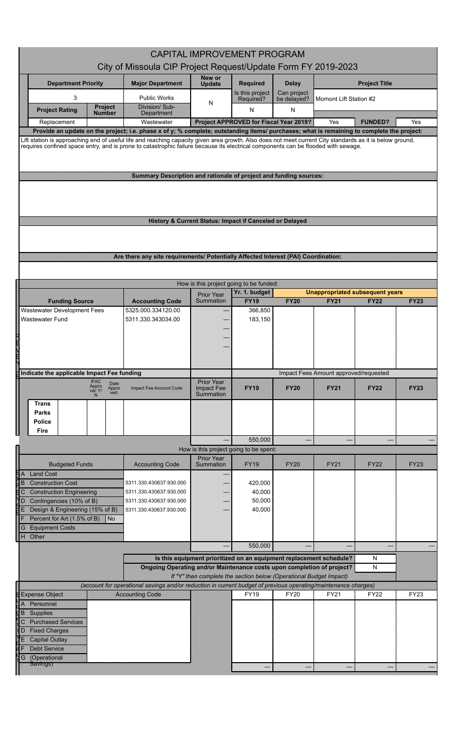# CAPITAL IMPROVEMENT PROGRAM

## City of Missoula CIP Project Request/Update Form FY 2019-2023

| Department Priority | | Major Department | New or Update | Required | Delay | Project Title | | |
|---|---|---|---|---|---|---|---|---|
| 3 | | Public Works | N | Is this project Required? | Can project be delayed? | Momont Lift Station #2 | | |
| Project Rating | Project Number | Division/ Sub-Department | | N | N | | | |
| Replacement | | Wastewater | Project APPROVED for Fiscal Year 2019? | | | Yes | FUNDED? | Yes |

**Provide an update on the project; i.e. phase x of y; % complete; outstanding items/ purchases; what is remaining to complete the project:**

Lift station is approaching end of useful life and reaching capacity given area growth. Also does not meet current City standards as it is below ground, requires confined space entry, and is prone to catastrophic failure because its electrical components can be flooded with sewage.

**Summary Description and rationale of project and funding sources:**

**History & Current Status: Impact if Canceled or Delayed**

**Are there any site requirements/ Potentially Affected Interest (PAI) Coordination:**

**How is this project going to be funded:**

| Funding Source | Accounting Code | Prior Year Summation | Yr. 1. budget FY19 | FY20 | FY21 | FY22 | FY23 |
|---|---|---|---|---|---|---|---|
| | | | | Unappropriated subsequent years | | | |
| Wastewater Development Fees | 5325.000.334120.00 | — | 366,850 | | | | |
| Wastewater Fund | 5311.330.343034.00 | — | 183,150 | | | | |
| | | — | | | | | |
| | | — | | | | | |
| | | — | | | | | |

**Indicate the applicable Impact Fee funding**

| | IFAC Approval: Y/N | Date Approved: | Impact Fee Account Code | Prior Year Impact Fee Summation | FY19 | FY20 | FY21 | FY22 | FY23 |
|---|---|---|---|---|---|---|---|---|---|
| | | | | | Impact Fees Amount approved/requested | | | | |
| Trans | | | | | | | | | |
| Parks | | | | | | | | | |
| Police | | | | | | | | | |
| Fire | | | | | | | | | |
| | | | | — | 550,000 | — | — | — | — |

**How is this project going to be spent:**

| Budgeted Funds | | Accounting Code | Prior Year Summation | FY19 | FY20 | FY21 | FY22 | FY23 |
|---|---|---|---|---|---|---|---|---|
| A Land Cost | | | — | | | | | |
| B Construction Cost | | 5311.330.430637.930.000 | — | 420,000 | | | | |
| C Construction Engineering | | 5311.330.430637.930.000 | — | 40,000 | | | | |
| D Contingencies (10% of B) | | 5311.330.430637.930.000 | — | 50,000 | | | | |
| E Design & Engineering (15% of B) | | 5311.330.430637.930.000 | — | 40,000 | | | | |
| F Percent for Art (1.5% of B) | No | | | | | | | |
| G Equipment Costs | | | | | | | | |
| H Other | | | | | | | | |
| | | | — | 550,000 | — | — | — | — |

**Is this equipment prioritized on an equipment replacement schedule?** N

**Ongoing Operating and/or Maintenance costs upon completion of project?** N

*If "Y" then complete the section below (Operational Budget Impact)*

*(account for operational savings and/or reduction in current budget of previous operating/maintenance charges)*

| Expense Object | Accounting Code | | FY19 | FY20 | FY21 | FY22 | FY23 |
|---|---|---|---|---|---|---|---|
| A Personnel | | | | | | | |
| B Supplies | | | | | | | |
| C Purchased Services | | | | | | | |
| D Fixed Charges | | | | | | | |
| E Capital Outlay | | | | | | | |
| F Debt Service | | | | | | | |
| G (Operational Savings) | | | | | | | |
| | | | — | — | — | — | — |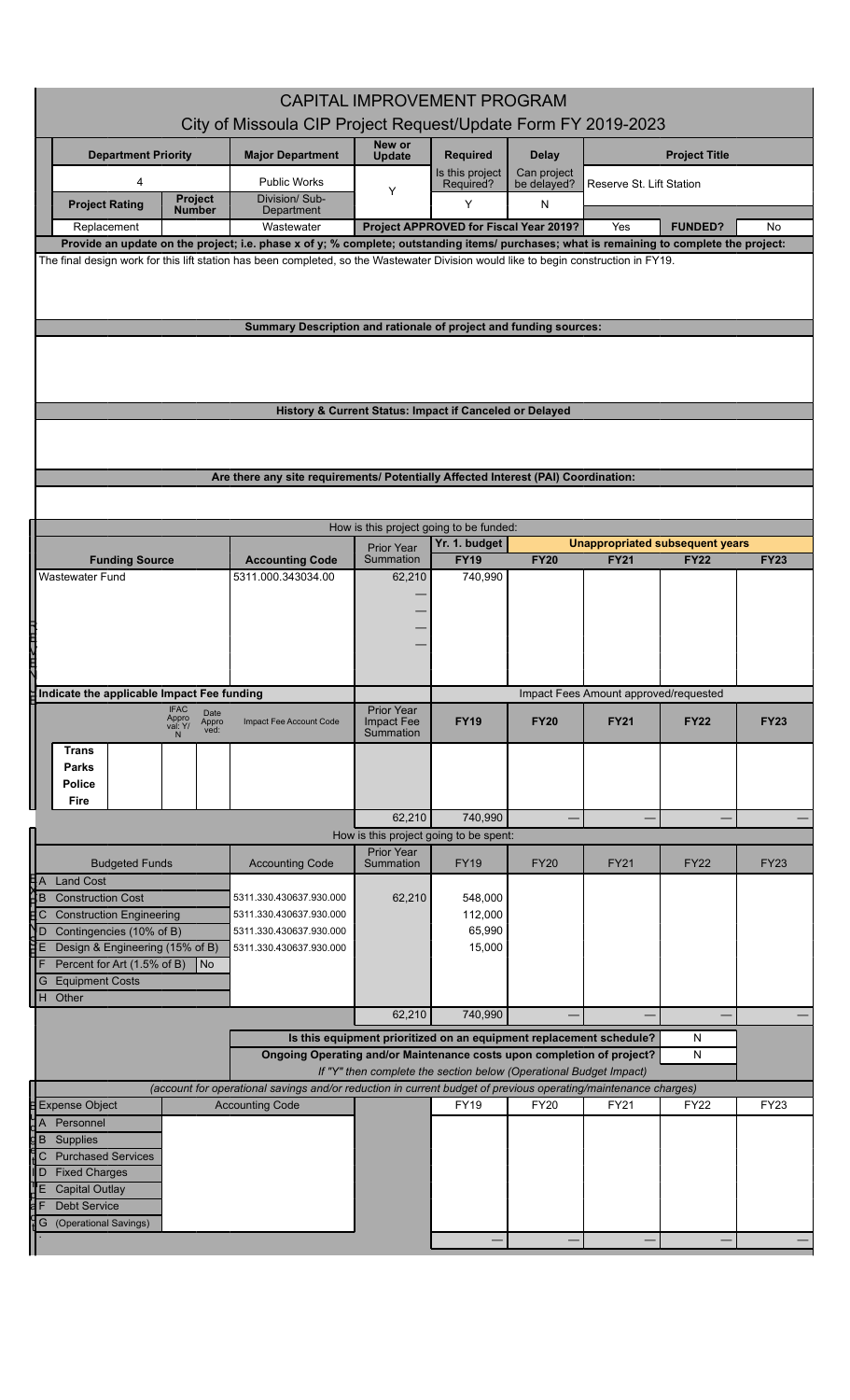# CAPITAL IMPROVEMENT PROGRAM

## City of Missoula CIP Project Request/Update Form FY 2019-2023

| Department Priority | | Major Department | New or Update | Required | Delay | Project Title | | |
|---|---|---|---|---|---|---|---|---|
| 4 | | Public Works | Y | Is this project Required? | Can project be delayed? | Reserve St. Lift Station | | |
| **Project Rating** | **Project Number** | Division/ Sub-Department | | Y | N | | | |
| Replacement | | Wastewater | **Project APPROVED for Fiscal Year 2019?** | | | Yes | **FUNDED?** | No |

**Provide an update on the project; i.e. phase x of y; % complete; outstanding items/ purchases; what is remaining to complete the project:**

The final design work for this lift station has been completed, so the Wastewater Division would like to begin construction in FY19.

**Summary Description and rationale of project and funding sources:**

**History & Current Status: Impact if Canceled or Delayed**

**Are there any site requirements/ Potentially Affected Interest (PAI) Coordination:**

How is this project going to be funded:

| Funding Source | Accounting Code | Prior Year Summation | Yr. 1. budget FY19 | FY20 | FY21 | FY22 | FY23 |
|---|---|---|---|---|---|---|---|
| | | | | Unappropriated subsequent years | | | |
| Wastewater Fund | 5311.000.343034.00 | 62,210 | 740,990 | | | | |
| | | — | | | | | |
| | | — | | | | | |
| | | — | | | | | |
| | | — | | | | | |

Indicate the applicable Impact Fee funding

| | IFAC Approval: Y/N | Date Approved: | Impact Fee Account Code | Prior Year Impact Fee Summation | FY19 | FY20 | FY21 | FY22 | FY23 |
|---|---|---|---|---|---|---|---|---|---|
| | | | | | Impact Fees Amount approved/requested | | | | |
| **Trans** | | | | | | | | | |
| **Parks** | | | | | | | | | |
| **Police** | | | | | | | | | |
| **Fire** | | | | | | | | | |
| | | | | 62,210 | 740,990 | — | — | — | — |

How is this project going to be spent:

| Budgeted Funds | | Accounting Code | Prior Year Summation | FY19 | FY20 | FY21 | FY22 | FY23 |
|---|---|---|---|---|---|---|---|---|
| A Land Cost | | | | | | | | |
| B Construction Cost | | 5311.330.430637.930.000 | 62,210 | 548,000 | | | | |
| C Construction Engineering | | 5311.330.430637.930.000 | | 112,000 | | | | |
| D Contingencies (10% of B) | | 5311.330.430637.930.000 | | 65,990 | | | | |
| E Design & Engineering (15% of B) | | 5311.330.430637.930.000 | | 15,000 | | | | |
| F Percent for Art (1.5% of B) | No | | | | | | | |
| G Equipment Costs | | | | | | | | |
| H Other | | | | | | | | |
| | | | 62,210 | 740,990 | — | — | — | — |

Is this equipment prioritized on an equipment replacement schedule? N

Ongoing Operating and/or Maintenance costs upon completion of project? N

*If "Y" then complete the section below (Operational Budget Impact)*

*(account for operational savings and/or reduction in current budget of previous operating/maintenance charges)*

| Expense Object | Accounting Code | | FY19 | FY20 | FY21 | FY22 | FY23 |
|---|---|---|---|---|---|---|---|
| A Personnel | | | | | | | |
| B Supplies | | | | | | | |
| C Purchased Services | | | | | | | |
| D Fixed Charges | | | | | | | |
| E Capital Outlay | | | | | | | |
| F Debt Service | | | | | | | |
| G (Operational Savings) | | | | | | | |
| | | | — | — | — | — | — |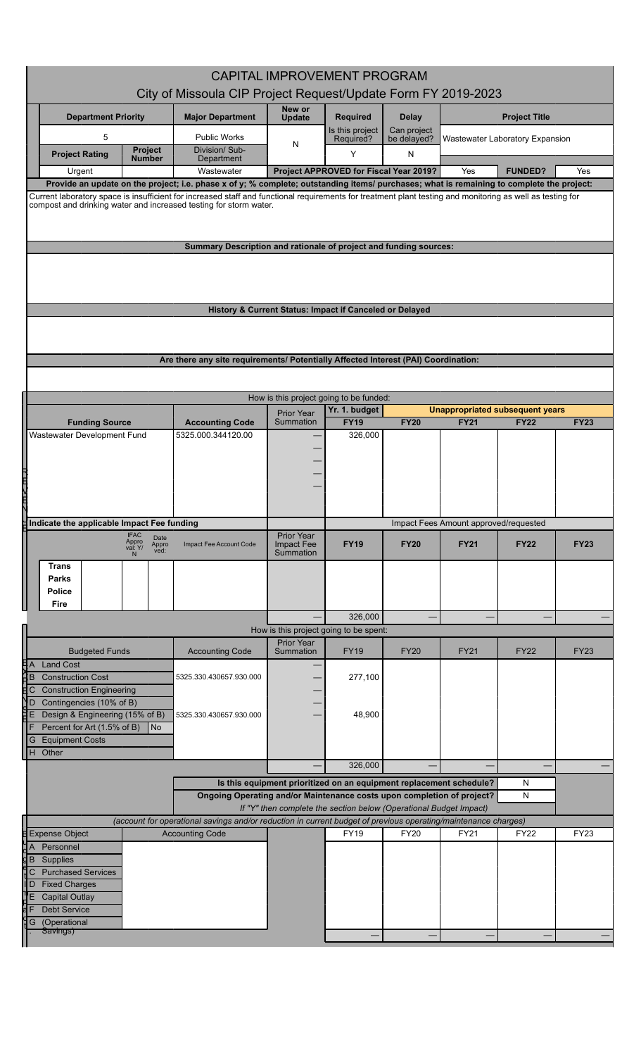# CAPITAL IMPROVEMENT PROGRAM

## City of Missoula CIP Project Request/Update Form FY 2019-2023

| Department Priority | | Major Department | New or Update | Required | Delay | Project Title | | |
|---|---|---|---|---|---|---|---|---|
| 5 | | Public Works | N | Is this project Required? | Can project be delayed? | Wastewater Laboratory Expansion | | |
| **Project Rating** | **Project Number** | Division/ Sub-Department | | Y | N | | | |
| Urgent | | Wastewater | **Project APPROVED for Fiscal Year 2019?** | | | Yes | **FUNDED?** | Yes |

**Provide an update on the project; i.e. phase x of y; % complete; outstanding items/ purchases; what is remaining to complete the project:**

Current laboratory space is insufficient for increased staff and functional requirements for treatment plant testing and monitoring as well as testing for compost and drinking water and increased testing for storm water.

**Summary Description and rationale of project and funding sources:**

**History & Current Status: Impact if Canceled or Delayed**

**Are there any site requirements/ Potentially Affected Interest (PAI) Coordination:**

How is this project going to be funded:

| Funding Source | Accounting Code | Prior Year Summation | Yr. 1. budget FY19 | FY20 | FY21 | FY22 | FY23 |
|---|---|---|---|---|---|---|---|
| | | | | Unappropriated subsequent years | | | |
| Wastewater Development Fund | 5325.000.344120.00 | — | 326,000 | | | | |
| | | — | | | | | |
| | | — | | | | | |
| | | — | | | | | |
| | | — | | | | | |

**Indicate the applicable Impact Fee funding**

| | IFAC Approval: Y/N | Date Approved: | Impact Fee Account Code | Prior Year Impact Fee Summation | FY19 | FY20 | FY21 | FY22 | FY23 |
|---|---|---|---|---|---|---|---|---|---|
| | | | | | Impact Fees Amount approved/requested | | | | |
| **Trans** | | | | | | | | | |
| **Parks** | | | | | | | | | |
| **Police** | | | | | | | | | |
| **Fire** | | | | | | | | | |
| | | | | — | 326,000 | — | — | — | — |

How is this project going to be spent:

| Budgeted Funds | | Accounting Code | Prior Year Summation | FY19 | FY20 | FY21 | FY22 | FY23 |
|---|---|---|---|---|---|---|---|---|
| A Land Cost | | | — | | | | | |
| B Construction Cost | | 5325.330.430657.930.000 | — | 277,100 | | | | |
| C Construction Engineering | | | — | | | | | |
| D Contingencies (10% of B) | | | — | | | | | |
| E Design & Engineering (15% of B) | | 5325.330.430657.930.000 | — | 48,900 | | | | |
| F Percent for Art (1.5% of B) | No | | | | | | | |
| G Equipment Costs | | | | | | | | |
| H Other | | | | | | | | |
| | | | — | 326,000 | — | — | — | — |

| | |
|---|---|
| Is this equipment prioritized on an equipment replacement schedule? | N |
| Ongoing Operating and/or Maintenance costs upon completion of project? | N |

*If "Y" then complete the section below (Operational Budget Impact)*

*(account for operational savings and/or reduction in current budget of previous operating/maintenance charges)*

| Expense Object | Accounting Code | | FY19 | FY20 | FY21 | FY22 | FY23 |
|---|---|---|---|---|---|---|---|
| A Personnel | | | | | | | |
| B Supplies | | | | | | | |
| C Purchased Services | | | | | | | |
| D Fixed Charges | | | | | | | |
| E Capital Outlay | | | | | | | |
| F Debt Service | | | | | | | |
| G (Operational Savings) | | | | | | | |
| | | | — | — | — | — | — |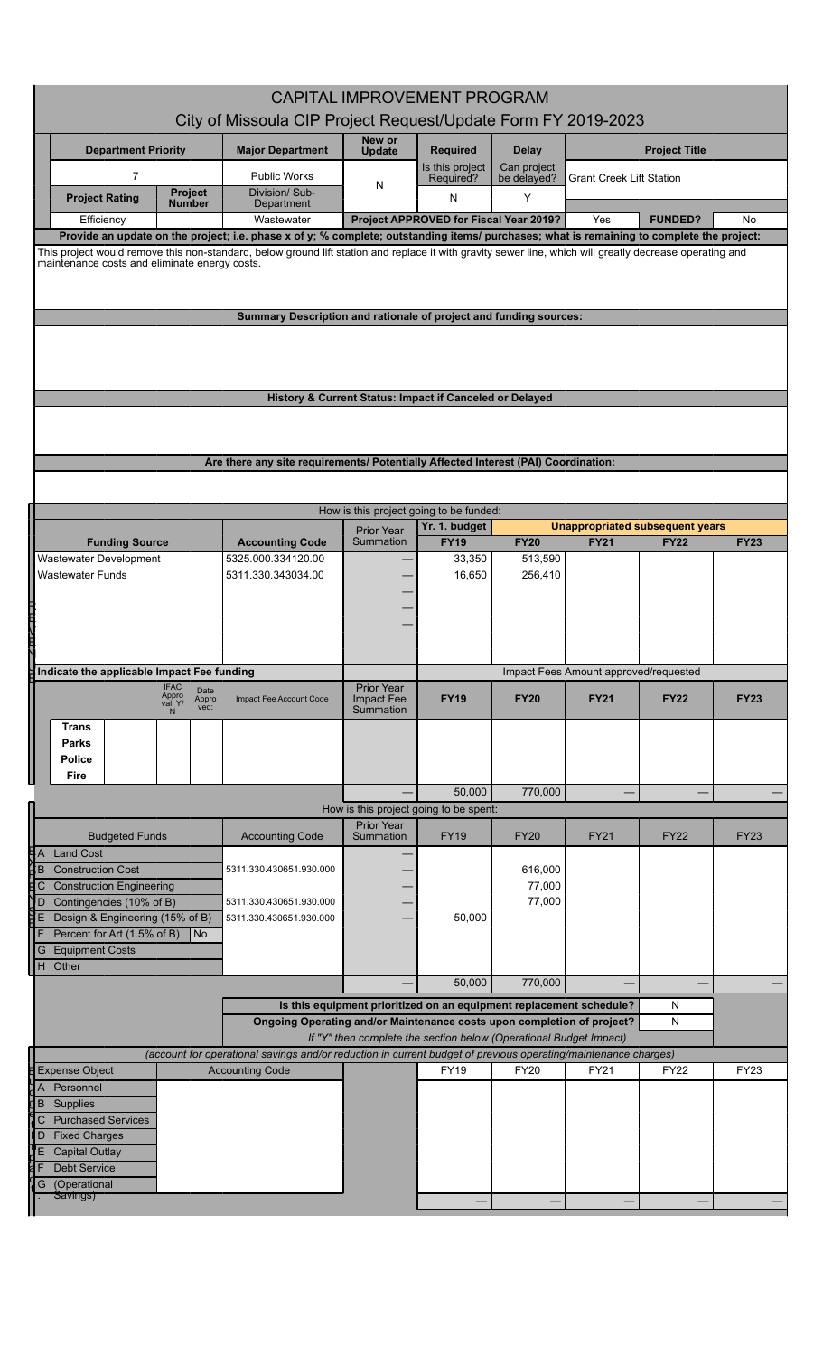# CAPITAL IMPROVEMENT PROGRAM

## City of Missoula CIP Project Request/Update Form FY 2019-2023

| Department Priority | | Major Department | New or Update | Required | Delay | Project Title | | |
|---|---|---|---|---|---|---|---|---|
| 7 | | Public Works | N | Is this project Required? | Can project be delayed? | Grant Creek Lift Station | | |
| Project Rating | Project Number | Division/ Sub-Department | | N | Y | | | |
| Efficiency | | Wastewater | Project APPROVED for Fiscal Year 2019? | | | Yes | FUNDED? | No |

**Provide an update on the project; i.e. phase x of y; % complete; outstanding items/ purchases; what is remaining to complete the project:**

This project would remove this non-standard, below ground lift station and replace it with gravity sewer line, which will greatly decrease operating and maintenance costs and eliminate energy costs.

**Summary Description and rationale of project and funding sources:**

**History & Current Status: Impact if Canceled or Delayed**

**Are there any site requirements/ Potentially Affected Interest (PAI) Coordination:**

**How is this project going to be funded:**

| Funding Source | Accounting Code | Prior Year Summation | Yr. 1. budget FY19 | FY20 | FY21 | FY22 | FY23 |
|---|---|---|---|---|---|---|---|
| | | | | Unappropriated subsequent years | | | |
| Wastewater Development | 5325.000.334120.00 | — | 33,350 | 513,590 | | | |
| Wastewater Funds | 5311.330.343034.00 | — | 16,650 | 256,410 | | | |
| | | — | | | | | |
| | | — | | | | | |
| | | — | | | | | |

**Indicate the applicable Impact Fee funding**

| | IFAC Approval: Y/N | Date Approved: | Impact Fee Account Code | Prior Year Impact Fee Summation | FY19 | FY20 | FY21 | FY22 | FY23 |
|---|---|---|---|---|---|---|---|---|---|
| | | | | Impact Fees Amount approved/requested | | | | | |
| Trans | | | | | | | | | |
| Parks | | | | | | | | | |
| Police | | | | | | | | | |
| Fire | | | | | | | | | |
| | | | | — | 50,000 | 770,000 | — | — | — |

**How is this project going to be spent:**

| Budgeted Funds | | Accounting Code | Prior Year Summation | FY19 | FY20 | FY21 | FY22 | FY23 |
|---|---|---|---|---|---|---|---|---|
| A Land Cost | | | — | | | | | |
| B Construction Cost | | 5311.330.430651.930.000 | — | | 616,000 | | | |
| C Construction Engineering | | | — | | 77,000 | | | |
| D Contingencies (10% of B) | | 5311.330.430651.930.000 | — | | 77,000 | | | |
| E Design & Engineering (15% of B) | | 5311.330.430651.930.000 | — | 50,000 | | | | |
| F Percent for Art (1.5% of B) | No | | | | | | | |
| G Equipment Costs | | | | | | | | |
| H Other | | | | | | | | |
| | | | — | 50,000 | 770,000 | — | — | — |

Is this equipment prioritized on an equipment replacement schedule? N

Ongoing Operating and/or Maintenance costs upon completion of project? N

*If "Y" then complete the section below (Operational Budget Impact)*

*(account for operational savings and/or reduction in current budget of previous operating/maintenance charges)*

| Expense Object | Accounting Code | FY19 | FY20 | FY21 | FY22 | FY23 |
|---|---|---|---|---|---|---|
| A Personnel | | | | | | |
| B Supplies | | | | | | |
| C Purchased Services | | | | | | |
| D Fixed Charges | | | | | | |
| E Capital Outlay | | | | | | |
| F Debt Service | | | | | | |
| G (Operational Savings) | | | | | | |
| | | — | — | — | — | — |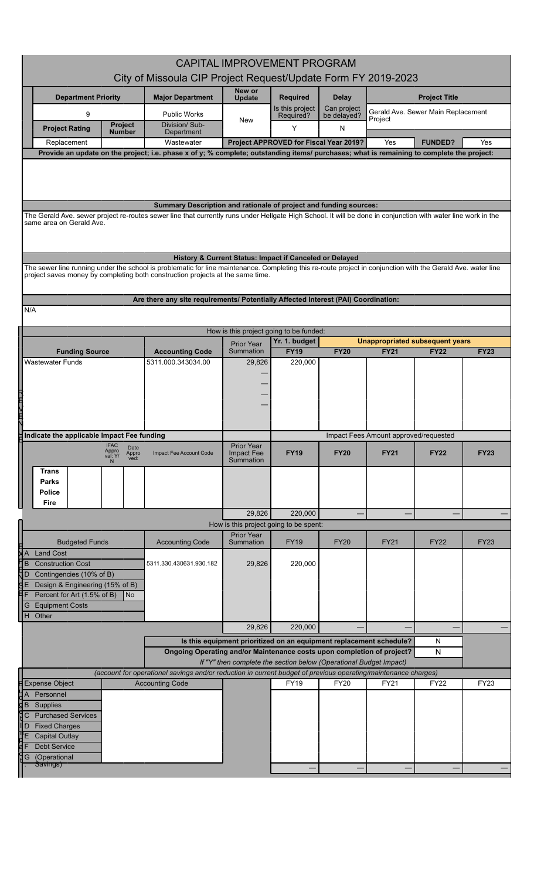# CAPITAL IMPROVEMENT PROGRAM

## City of Missoula CIP Project Request/Update Form FY 2019-2023

| Department Priority | | Major Department | New or Update | Required | Delay | Project Title | | |
|---|---|---|---|---|---|---|---|---|
| 9 | | Public Works | New | Is this project Required? | Can project be delayed? | Gerald Ave. Sewer Main Replacement Project | | |
| Project Rating | Project Number | Division/ Sub-Department | | Y | N | | | |
| Replacement | | Wastewater | Project APPROVED for Fiscal Year 2019? | | | Yes | FUNDED? | Yes |

**Provide an update on the project; i.e. phase x of y; % complete; outstanding items/ purchases; what is remaining to complete the project:**

**Summary Description and rationale of project and funding sources:**

The Gerald Ave. sewer project re-routes sewer line that currently runs under Hellgate High School. It will be done in conjunction with water line work in the same area on Gerald Ave.

**History & Current Status: Impact if Canceled or Delayed**

The sewer line running under the school is problematic for line maintenance. Completing this re-route project in conjunction with the Gerald Ave. water line project saves money by completing both construction projects at the same time.

**Are there any site requirements/ Potentially Affected Interest (PAI) Coordination:**

N/A

**How is this project going to be funded:**

| Funding Source | Accounting Code | Prior Year Summation | Yr. 1. budget FY19 | FY20 | FY21 | FY22 | FY23 |
|---|---|---|---|---|---|---|---|
| Wastewater Funds | 5311.000.343034.00 | 29,826 | 220,000 | | | | |
| | | — | | | | | |
| | | — | | | | | |
| | | — | | | | | |
| | | — | | | | | |

Unappropriated subsequent years: FY20–FY23

**Indicate the applicable Impact Fee funding**

| | IFAC Approval: Y/N | Date Approved: | Impact Fee Account Code | Prior Year Impact Fee Summation | FY19 | FY20 | FY21 | FY22 | FY23 |
|---|---|---|---|---|---|---|---|---|---|
| Trans | | | | | | | | | |
| Parks | | | | | | | | | |
| Police | | | | | | | | | |
| Fire | | | | | | | | | |
| | | | | 29,826 | 220,000 | — | — | — | — |

Impact Fees Amount approved/requested

**How is this project going to be spent:**

| Budgeted Funds | Accounting Code | Prior Year Summation | FY19 | FY20 | FY21 | FY22 | FY23 |
|---|---|---|---|---|---|---|---|
| A Land Cost | | | | | | | |
| B Construction Cost | 5311.330.430631.930.182 | 29,826 | 220,000 | | | | |
| D Contingencies (10% of B) | | | | | | | |
| E Design & Engineering (15% of B) | | | | | | | |
| F Percent for Art (1.5% of B) No | | | | | | | |
| G Equipment Costs | | | | | | | |
| H Other | | | | | | | |
| | | 29,826 | 220,000 | — | — | — | — |

Is this equipment prioritized on an equipment replacement schedule? N

Ongoing Operating and/or Maintenance costs upon completion of project? N

*If "Y" then complete the section below (Operational Budget Impact)*

*(account for operational savings and/or reduction in current budget of previous operating/maintenance charges)*

| Expense Object | Accounting Code | FY19 | FY20 | FY21 | FY22 | FY23 |
|---|---|---|---|---|---|---|
| A Personnel | | | | | | |
| B Supplies | | | | | | |
| C Purchased Services | | | | | | |
| D Fixed Charges | | | | | | |
| E Capital Outlay | | | | | | |
| F Debt Service | | | | | | |
| G (Operational Savings) | | | | | | |
| | | — | — | — | — | — |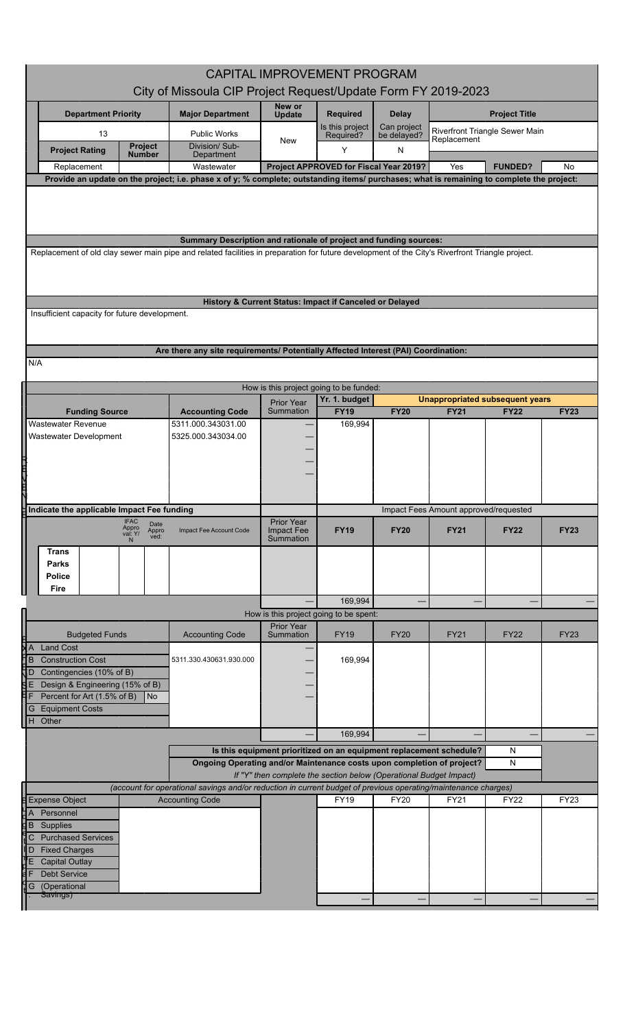# CAPITAL IMPROVEMENT PROGRAM

## City of Missoula CIP Project Request/Update Form FY 2019-2023

| Department Priority | | Major Department | New or Update | Required | Delay | Project Title | | |
|---|---|---|---|---|---|---|---|---|
| 13 | | Public Works | New | Is this project Required? | Can project be delayed? | Riverfront Triangle Sewer Main Replacement | | |
| Project Rating | Project Number | Division/ Sub-Department | | Y | N | | | |
| Replacement | | Wastewater | Project APPROVED for Fiscal Year 2019? | | | Yes | FUNDED? | No |

**Provide an update on the project; i.e. phase x of y; % complete; outstanding items/ purchases; what is remaining to complete the project:**

**Summary Description and rationale of project and funding sources:**

Replacement of old clay sewer main pipe and related facilities in preparation for future development of the City's Riverfront Triangle project.

**History & Current Status: Impact if Canceled or Delayed**

Insufficient capacity for future development.

**Are there any site requirements/ Potentially Affected Interest (PAI) Coordination:**

N/A

**How is this project going to be funded:**

| Funding Source | Accounting Code | Prior Year Summation | Yr. 1. budget FY19 | FY20 | FY21 | FY22 | FY23 |
|---|---|---|---|---|---|---|---|
| | | | | Unappropriated subsequent years | | | |
| Wastewater Revenue | 5311.000.343031.00 | — | 169,994 | | | | |
| Wastewater Development | 5325.000.343034.00 | — | | | | | |
| | | — | | | | | |
| | | — | | | | | |
| | | — | | | | | |

**Indicate the applicable Impact Fee funding**

| | IFAC Approval: Y/N | Date Approved: | Impact Fee Account Code | Prior Year Impact Fee Summation | FY19 | FY20 | FY21 | FY22 | FY23 |
|---|---|---|---|---|---|---|---|---|---|
| | | | | | Impact Fees Amount approved/requested | | | | |
| Trans | | | | | | | | | |
| Parks | | | | | | | | | |
| Police | | | | | | | | | |
| Fire | | | | | | | | | |
| | | | | — | 169,994 | — | — | — | — |

**How is this project going to be spent:**

| Budgeted Funds | Accounting Code | Prior Year Summation | FY19 | FY20 | FY21 | FY22 | FY23 |
|---|---|---|---|---|---|---|---|
| A Land Cost | | — | | | | | |
| B Construction Cost | 5311.330.430631.930.000 | — | 169,994 | | | | |
| D Contingencies (10% of B) | | — | | | | | |
| E Design & Engineering (15% of B) | | — | | | | | |
| F Percent for Art (1.5% of B) No | | — | | | | | |
| G Equipment Costs | | | | | | | |
| H Other | | | | | | | |
| | | — | 169,994 | — | — | — | — |

| | |
|---|---|
| Is this equipment prioritized on an equipment replacement schedule? | N |
| Ongoing Operating and/or Maintenance costs upon completion of project? | N |

If "Y" then complete the section below (Operational Budget Impact)

*(account for operational savings and/or reduction in current budget of previous operating/maintenance charges)*

| Expense Object | Accounting Code | | FY19 | FY20 | FY21 | FY22 | FY23 |
|---|---|---|---|---|---|---|---|
| A Personnel | | | | | | | |
| B Supplies | | | | | | | |
| C Purchased Services | | | | | | | |
| D Fixed Charges | | | | | | | |
| E Capital Outlay | | | | | | | |
| F Debt Service | | | | | | | |
| G (Operational Savings) | | | | | | | |
| | | | — | — | — | — | — |